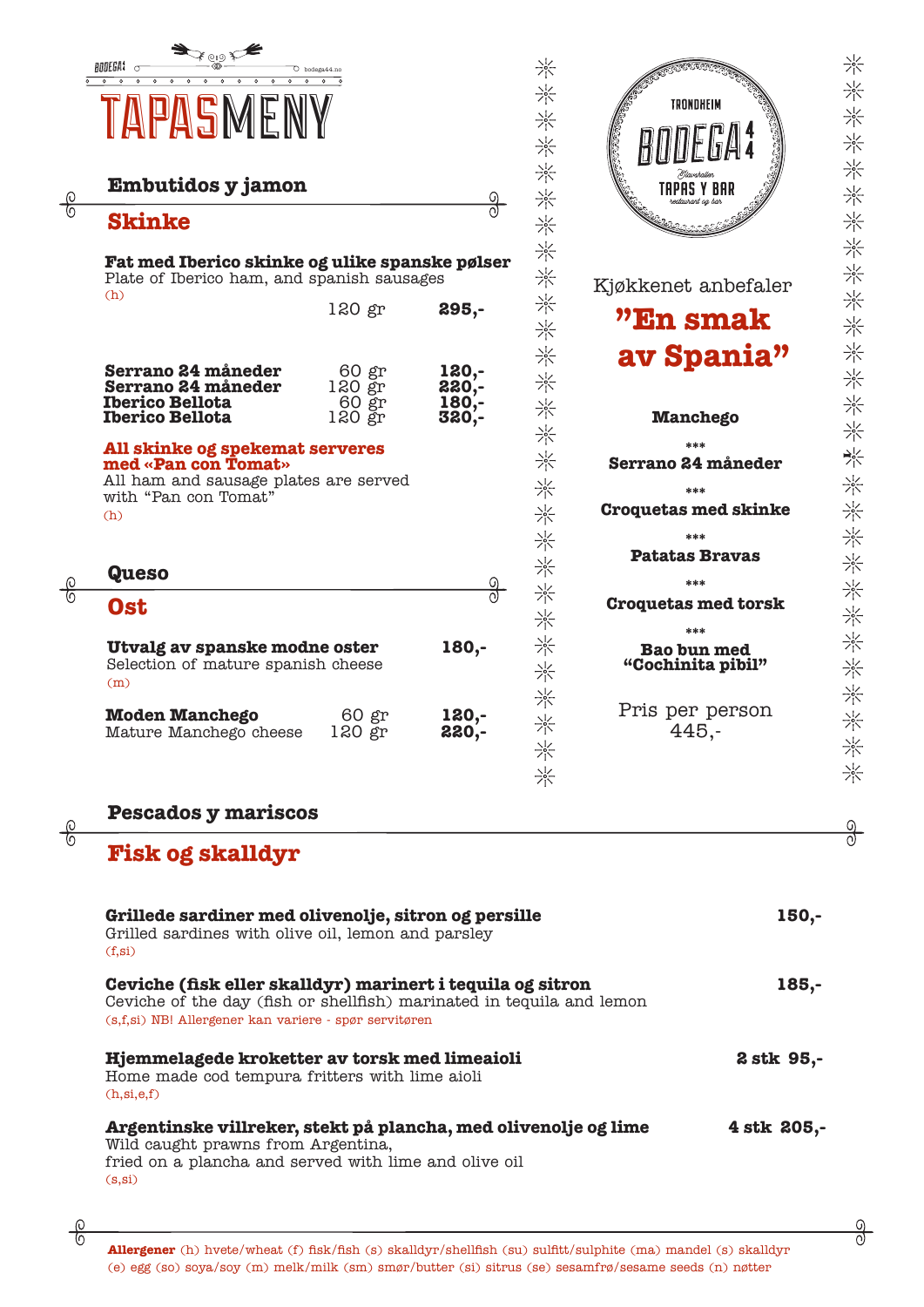BODEGA44 bodega44.no

# TAPASMENY

## Embutidos y jamon

## Skinke

**Fat med Iberico skinke og ulike spanske pølser**
Plate of Iberico ham, and spanish sausages
(h)

| | | |
|---|---|---|
| | 120 gr | **295,-** |

| | | |
|---|---|---|
| **Serrano 24 måneder** | 60 gr | **120,-** |
| **Serrano 24 måneder** | 120 gr | **220,-** |
| **Iberico Bellota** | 60 gr | **180,-** |
| **Iberico Bellota** | 120 gr | **320,-** |

**All skinke og spekemat serveres med «Pan con Tomat»**
All ham and sausage plates are served with "Pan con Tomat"
(h)

## Queso

## Ost

**Utvalg av spanske modne oster** **180,-**
Selection of mature spanish cheese
(m)

| | | |
|---|---|---|
| **Moden Manchego** | 60 gr | **120,-** |
| Mature Manchego cheese | 120 gr | **220,-** |

TRONDHEIM
BODEGA 44
TAPAS Y BAR
restaurant og bar

Kjøkkenet anbefaler

## "En smak av Spania"

**Manchego**

\*\*\*

**Serrano 24 måneder**

\*\*\*

**Croquetas med skinke**

\*\*\*

**Patatas Bravas**

\*\*\*

**Croquetas med torsk**

\*\*\*

**Bao bun med "Cochinita pibil"**

Pris per person
445,-

## Pescados y mariscos

## Fisk og skalldyr

**Grillede sardiner med olivenolje, sitron og persille** **150,-**
Grilled sardines with olive oil, lemon and parsley
(f,si)

**Ceviche (fisk eller skalldyr) marinert i tequila og sitron** **185,-**
Ceviche of the day (fish or shellfish) marinated in tequila and lemon
(s,f,si) NB! Allergener kan variere - spør servitøren

**Hjemmelagede kroketter av torsk med limeaioli** **2 stk 95,-**
Home made cod tempura fritters with lime aioli
(h,si,e,f)

**Argentinske villreker, stekt på plancha, med olivenolje og lime** **4 stk 205,-**
Wild caught prawns from Argentina,
fried on a plancha and served with lime and olive oil
(s,si)

**Allergener** (h) hvete/wheat (f) fisk/fish (s) skalldyr/shellfish (su) sulfitt/sulphite (ma) mandel (s) skalldyr (e) egg (so) soya/soy (m) melk/milk (sm) smør/butter (si) sitrus (se) sesamfrø/sesame seeds (n) nøtter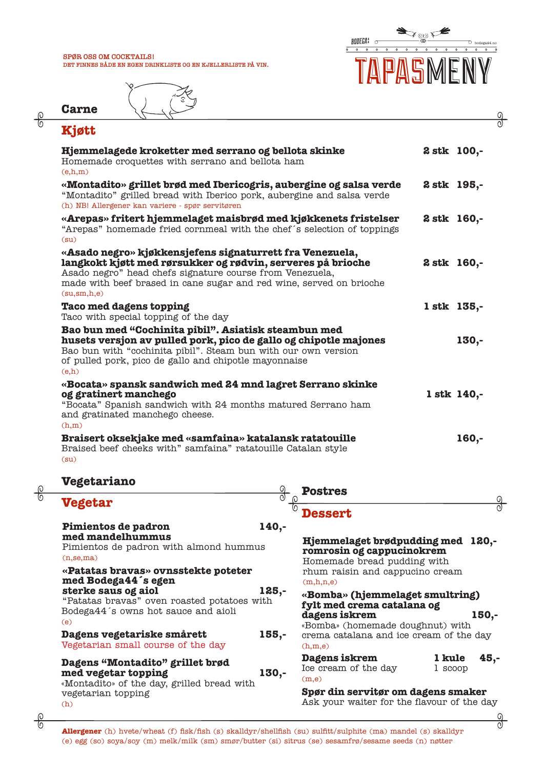SPØR OSS OM COCKTAILS!
DET FINNES BÅDE EN EGEN DRINKLISTE OG EN KJELLERLISTE PÅ VIN.

BODEGA44 bodega44.no

# TAPASMENY

## Carne
## Kjøtt

**Hjemmelagede kroketter med serrano og bellota skinke** — **2 stk 100,-**
Homemade croquettes with serrano and bellota ham
(e,h,m)

**«Montadito» grillet brød med Ibericogris, aubergine og salsa verde** — **2 stk 195,-**
"Montadito" grilled bread with Iberico pork, aubergine and salsa verde
(h) NB! Allergener kan variere - spør servitøren

**«Arepas» fritert hjemmelaget maisbrød med kjøkkenets fristelser** — **2 stk 160,-**
"Arepas" homemade fried cornmeal with the chef´s selection of toppings
(su)

**«Asado negro» kjøkkensjefens signaturrett fra Venezuela, langkokt kjøtt med rørsukker og rødvin, serveres på brioche** — **2 stk 160,-**
Asado negro" head chefs signature course from Venezuela, made with beef brased in cane sugar and red wine, served on brioche
(su,sm,h,e)

**Taco med dagens topping** — **1 stk 135,-**
Taco with special topping of the day

**Bao bun med "Cochinita pibil". Asiatisk steambun med husets versjon av pulled pork, pico de gallo og chipotle majones** — **130,-**
Bao bun with "cochinita pibil". Steam bun with our own version of pulled pork, pico de gallo and chipotle mayonnaise
(e,h)

**«Bocata» spansk sandwich med 24 mnd lagret Serrano skinke og gratinert manchego** — **1 stk 140,-**
"Bocata" Spanish sandwich with 24 months matured Serrano ham and gratinated manchego cheese.
(h,m)

**Braisert oksekjake med «samfaina» katalansk ratatouille** — **160,-**
Braised beef cheeks with" samfaina" ratatouille Catalan style
(su)

## Vegetariano
## Vegetar

**Pimientos de padron med mandelhummus** — **140,-**
Pimientos de padron with almond hummus
(n,se,ma)

**«Patatas bravas» ovnsstekte poteter med Bodega44´s egen sterke saus og aiol** — **125,-**
"Patatas bravas" oven roasted potatoes with Bodega44´s owns hot sauce and aioli
(e)

**Dagens vegetariske smårett** — **155,-**
Vegetarian small course of the day

**Dagens "Montadito" grillet brød med vegetar topping** — **130,-**
«Montadito» of the day, grilled bread with vegetarian topping
(h)

## Postres
## Dessert

**Hjemmelaget brødpudding med romrosin og cappucinokrem** — **120,-**
Homemade bread pudding with rhum raisin and cappucino cream
(m,h,n,e)

**«Bomba» (hjemmelaget smultring) fylt med crema catalana og dagens iskrem** — **150,-**
«Bomba» (homemade doughnut) with crema catalana and ice cream of the day
(h,m,e)

**Dagens iskrem** — **1 kule 45,-**
Ice cream of the day — 1 scoop
(m,e)

**Spør din servitør om dagens smaker**
Ask your waiter for the flavour of the day

**Allergener** (h) hvete/wheat (f) fisk/fish (s) skalldyr/shellfish (su) sulfitt/sulphite (ma) mandel (s) skalldyr (e) egg (so) soya/soy (m) melk/milk (sm) smør/butter (si) sitrus (se) sesamfrø/sesame seeds (n) nøtter